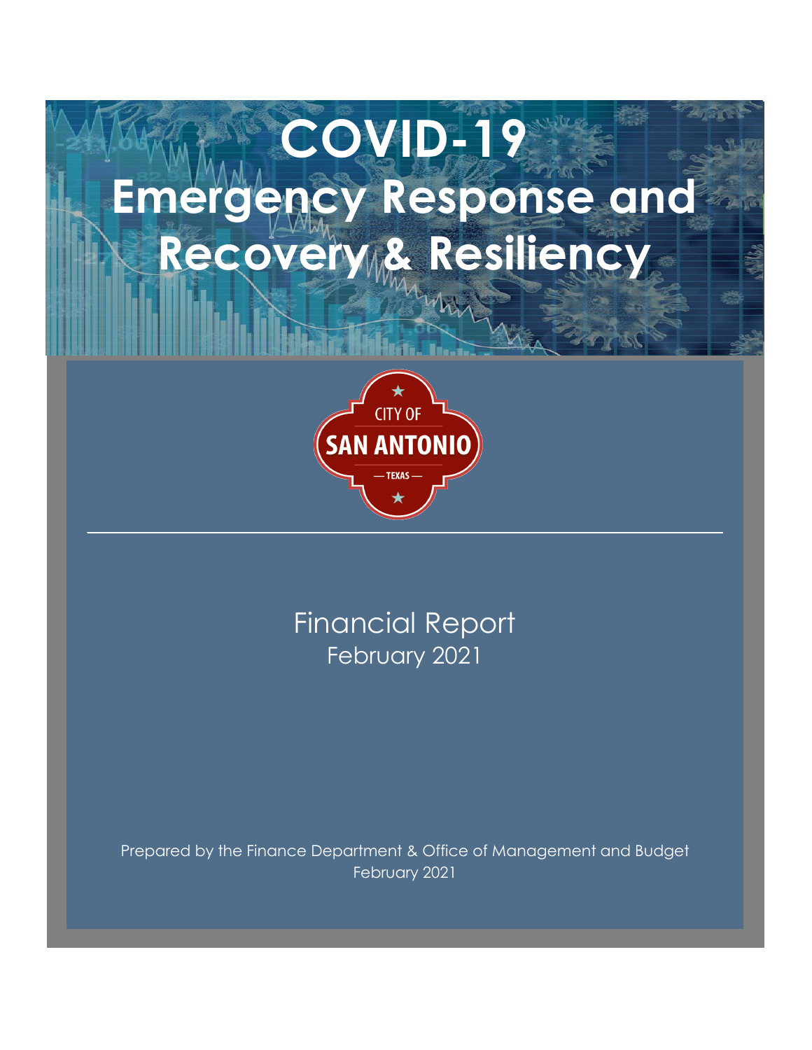# COVID-19 Emergency Response and Recovery & Resiliency

CITY OF SAN ANTONIO — TEXAS —

Financial Report
February 2021

Prepared by the Finance Department & Office of Management and Budget
February 2021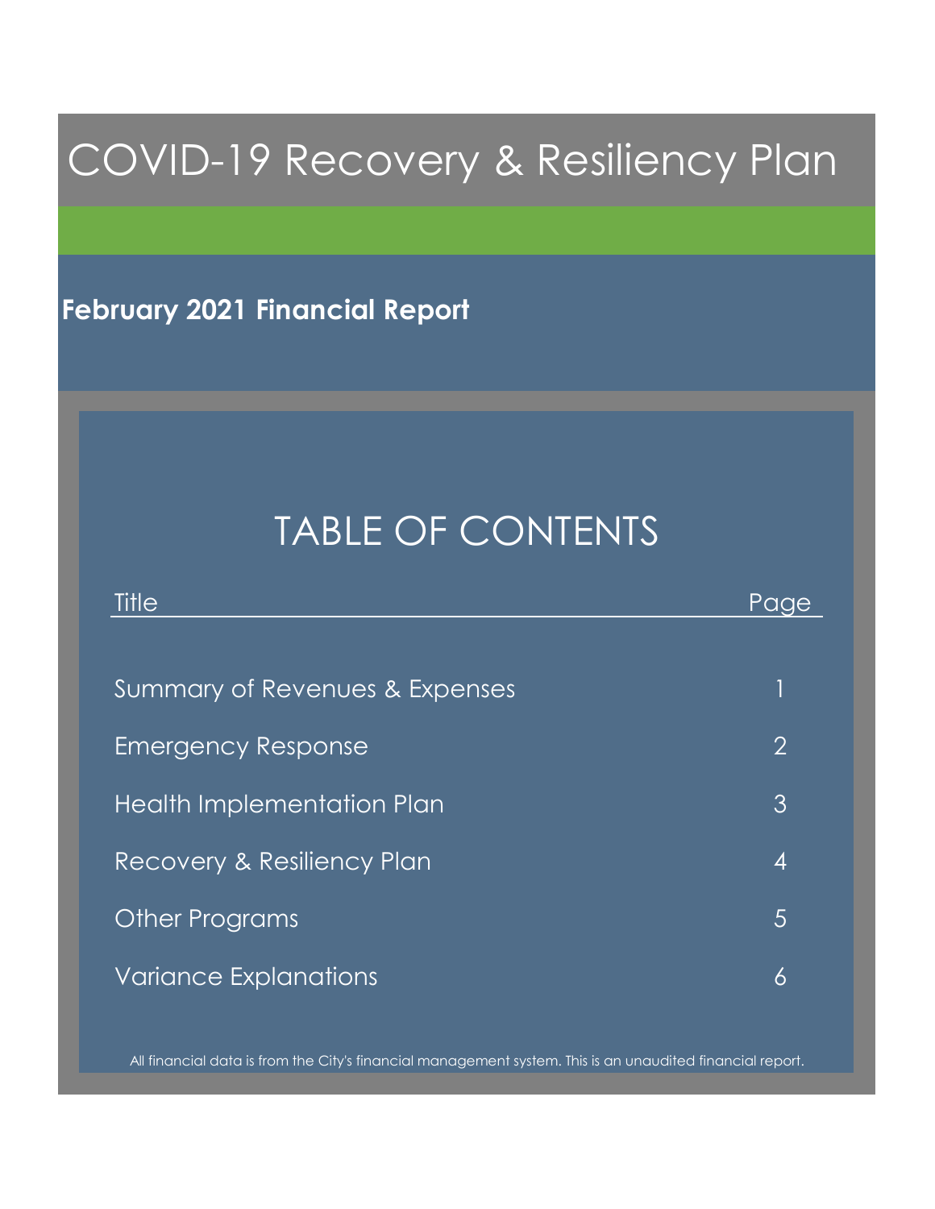# COVID-19 Recovery & Resiliency Plan

## February 2021 Financial Report

## TABLE OF CONTENTS

| Title | Page |
| --- | --- |
| Summary of Revenues & Expenses | 1 |
| Emergency Response | 2 |
| Health Implementation Plan | 3 |
| Recovery & Resiliency Plan | 4 |
| Other Programs | 5 |
| Variance Explanations | 6 |

All financial data is from the City's financial management system. This is an unaudited financial report.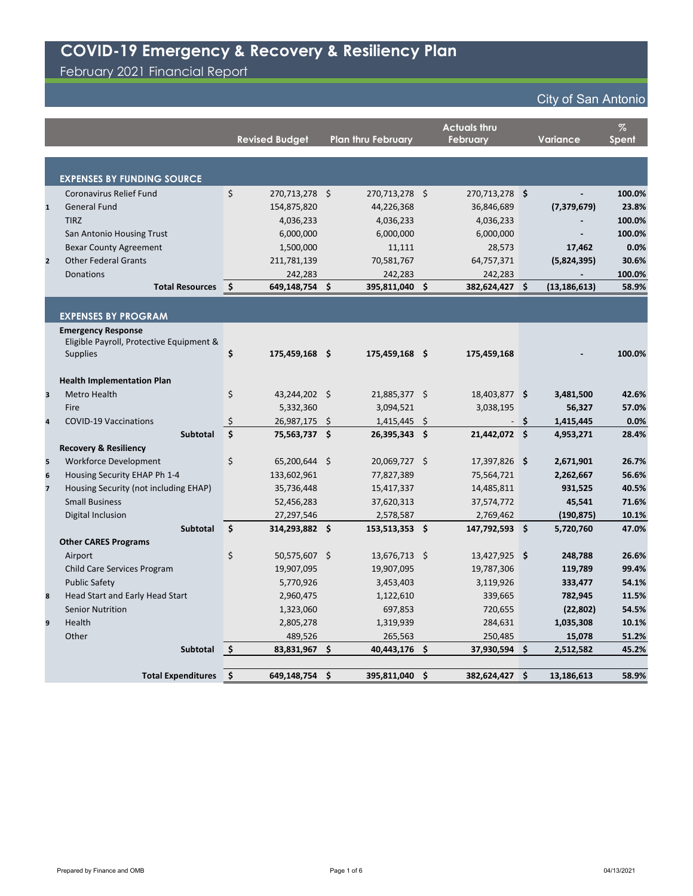# COVID-19 Emergency & Recovery & Resiliency Plan

February 2021 Financial Report

City of San Antonio

| | | Revised Budget | Plan thru February | Actuals thru February | Variance | % Spent |
|---|---|---|---|---|---|---|
| | **EXPENSES BY FUNDING SOURCE** | | | | | |
| | Coronavirus Relief Fund | $ 270,713,278 | $ 270,713,278 | $ 270,713,278 | $ - | 100.0% |
| 1 | General Fund | 154,875,820 | 44,226,368 | 36,846,689 | (7,379,679) | 23.8% |
| | TIRZ | 4,036,233 | 4,036,233 | 4,036,233 | - | 100.0% |
| | San Antonio Housing Trust | 6,000,000 | 6,000,000 | 6,000,000 | - | 100.0% |
| | Bexar County Agreement | 1,500,000 | 11,111 | 28,573 | 17,462 | 0.0% |
| 2 | Other Federal Grants | 211,781,139 | 70,581,767 | 64,757,371 | (5,824,395) | 30.6% |
| | Donations | 242,283 | 242,283 | 242,283 | - | 100.0% |
| | **Total Resources** | **$ 649,148,754** | **$ 395,811,040** | **$ 382,624,427** | **$ (13,186,613)** | **58.9%** |
| | **EXPENSES BY PROGRAM** | | | | | |
| | **Emergency Response** | | | | | |
| | Eligible Payroll, Protective Equipment & Supplies | **$ 175,459,168** | **$ 175,459,168** | **$ 175,459,168** | **-** | **100.0%** |
| | **Health Implementation Plan** | | | | | |
| 3 | Metro Health | $ 43,244,202 | $ 21,885,377 | $ 18,403,877 | $ 3,481,500 | 42.6% |
| | Fire | 5,332,360 | 3,094,521 | 3,038,195 | 56,327 | 57.0% |
| 4 | COVID-19 Vaccinations | $ 26,987,175 | $ 1,415,445 | $ - | $ 1,415,445 | 0.0% |
| | **Subtotal** | **$ 75,563,737** | **$ 26,395,343** | **$ 21,442,072** | **$ 4,953,271** | **28.4%** |
| | **Recovery & Resiliency** | | | | | |
| 5 | Workforce Development | $ 65,200,644 | $ 20,069,727 | $ 17,397,826 | $ 2,671,901 | 26.7% |
| 6 | Housing Security EHAP Ph 1-4 | 133,602,961 | 77,827,389 | 75,564,721 | 2,262,667 | 56.6% |
| 7 | Housing Security (not including EHAP) | 35,736,448 | 15,417,337 | 14,485,811 | 931,525 | 40.5% |
| | Small Business | 52,456,283 | 37,620,313 | 37,574,772 | 45,541 | 71.6% |
| | Digital Inclusion | 27,297,546 | 2,578,587 | 2,769,462 | (190,875) | 10.1% |
| | **Subtotal** | **$ 314,293,882** | **$ 153,513,353** | **$ 147,792,593** | **$ 5,720,760** | **47.0%** |
| | **Other CARES Programs** | | | | | |
| | Airport | $ 50,575,607 | $ 13,676,713 | $ 13,427,925 | $ 248,788 | 26.6% |
| | Child Care Services Program | 19,907,095 | 19,907,095 | 19,787,306 | 119,789 | 99.4% |
| | Public Safety | 5,770,926 | 3,453,403 | 3,119,926 | 333,477 | 54.1% |
| 8 | Head Start and Early Head Start | 2,960,475 | 1,122,610 | 339,665 | 782,945 | 11.5% |
| | Senior Nutrition | 1,323,060 | 697,853 | 720,655 | (22,802) | 54.5% |
| 9 | Health | 2,805,278 | 1,319,939 | 284,631 | 1,035,308 | 10.1% |
| | Other | 489,526 | 265,563 | 250,485 | 15,078 | 51.2% |
| | **Subtotal** | **$ 83,831,967** | **$ 40,443,176** | **$ 37,930,594** | **$ 2,512,582** | **45.2%** |
| | **Total Expenditures** | **$ 649,148,754** | **$ 395,811,040** | **$ 382,624,427** | **$ 13,186,613** | **58.9%** |

Prepared by Finance and OMB

04/13/2021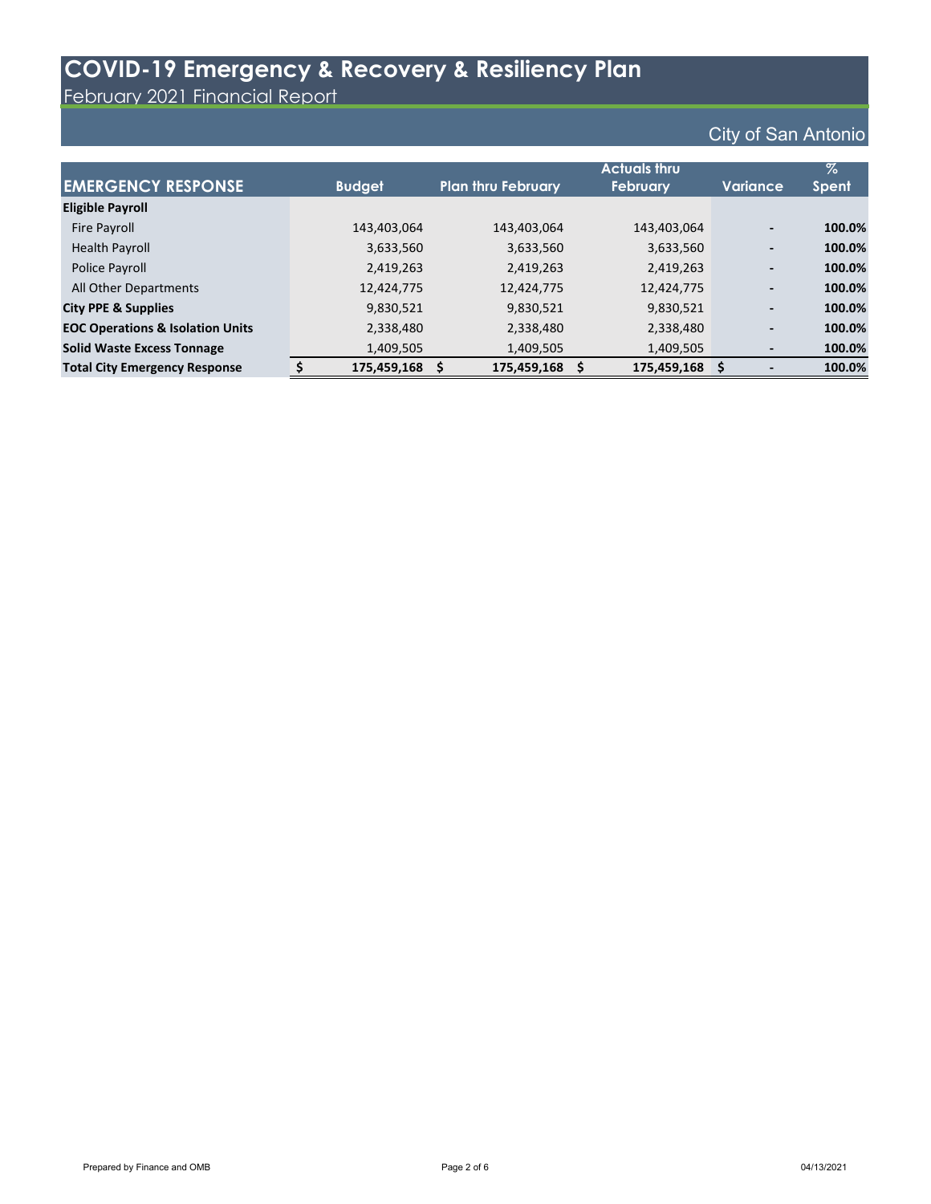# COVID-19 Emergency & Recovery & Resiliency Plan

February 2021 Financial Report

City of San Antonio

| EMERGENCY RESPONSE | Budget | Plan thru February | Actuals thru February | Variance | % Spent |
|---|---|---|---|---|---|
| **Eligible Payroll** | | | | | |
| Fire Payroll | 143,403,064 | 143,403,064 | 143,403,064 | - | **100.0%** |
| Health Payroll | 3,633,560 | 3,633,560 | 3,633,560 | - | **100.0%** |
| Police Payroll | 2,419,263 | 2,419,263 | 2,419,263 | - | **100.0%** |
| All Other Departments | 12,424,775 | 12,424,775 | 12,424,775 | - | **100.0%** |
| **City PPE & Supplies** | 9,830,521 | 9,830,521 | 9,830,521 | - | **100.0%** |
| **EOC Operations & Isolation Units** | 2,338,480 | 2,338,480 | 2,338,480 | - | **100.0%** |
| **Solid Waste Excess Tonnage** | 1,409,505 | 1,409,505 | 1,409,505 | - | **100.0%** |
| **Total City Emergency Response** | **$ 175,459,168** | **$ 175,459,168** | **$ 175,459,168** | **$ -** | **100.0%** |

Prepared by Finance and OMB

04/13/2021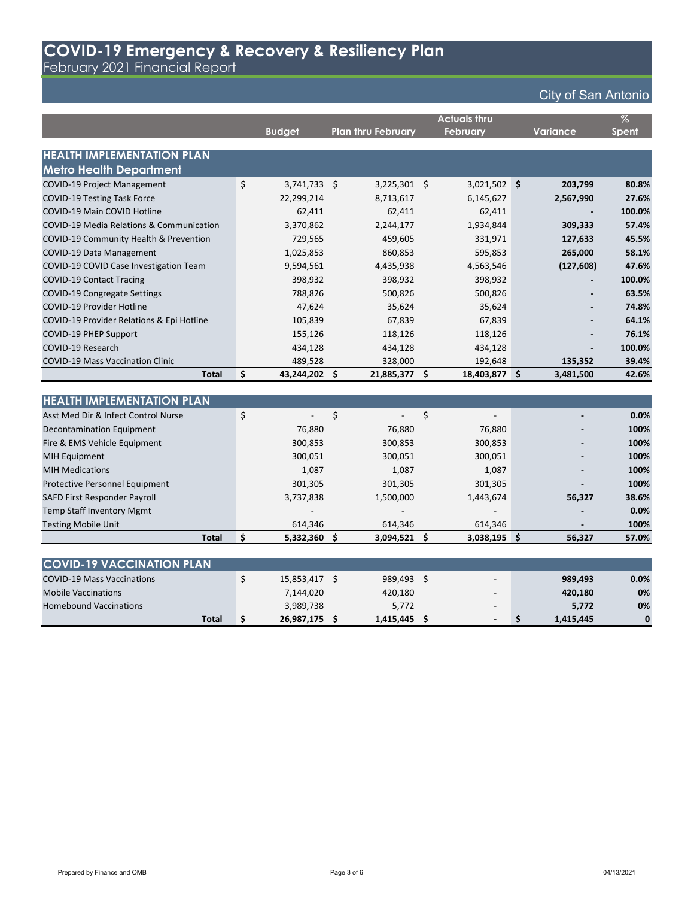# COVID-19 Emergency & Recovery & Resiliency Plan

February 2021 Financial Report

City of San Antonio

| | Budget | Plan thru February | Actuals thru February | Variance | % Spent |
|---|---|---|---|---|---|
| **HEALTH IMPLEMENTATION PLAN** | | | | | |
| **Metro Health Department** | | | | | |
| COVID-19 Project Management | $ 3,741,733 | $ 3,225,301 | $ 3,021,502 | **$ 203,799** | **80.8%** |
| COVID-19 Testing Task Force | 22,299,214 | 8,713,617 | 6,145,627 | **2,567,990** | **27.6%** |
| COVID-19 Main COVID Hotline | 62,411 | 62,411 | 62,411 | **-** | **100.0%** |
| COVID-19 Media Relations & Communication | 3,370,862 | 2,244,177 | 1,934,844 | **309,333** | **57.4%** |
| COVID-19 Community Health & Prevention | 729,565 | 459,605 | 331,971 | **127,633** | **45.5%** |
| COVID-19 Data Management | 1,025,853 | 860,853 | 595,853 | **265,000** | **58.1%** |
| COVID-19 COVID Case Investigation Team | 9,594,561 | 4,435,938 | 4,563,546 | **(127,608)** | **47.6%** |
| COVID-19 Contact Tracing | 398,932 | 398,932 | 398,932 | **-** | **100.0%** |
| COVID-19 Congregate Settings | 788,826 | 500,826 | 500,826 | **-** | **63.5%** |
| COVID-19 Provider Hotline | 47,624 | 35,624 | 35,624 | **-** | **74.8%** |
| COVID-19 Provider Relations & Epi Hotline | 105,839 | 67,839 | 67,839 | **-** | **64.1%** |
| COVID-19 PHEP Support | 155,126 | 118,126 | 118,126 | **-** | **76.1%** |
| COVID-19 Research | 434,128 | 434,128 | 434,128 | **-** | **100.0%** |
| COVID-19 Mass Vaccination Clinic | 489,528 | 328,000 | 192,648 | **135,352** | **39.4%** |
| **Total** | **$ 43,244,202** | **$ 21,885,377** | **$ 18,403,877** | **$ 3,481,500** | **42.6%** |

| | Budget | Plan thru February | Actuals thru February | Variance | % Spent |
|---|---|---|---|---|---|
| **HEALTH IMPLEMENTATION PLAN** | | | | | |
| Asst Med Dir & Infect Control Nurse | $ - | $ - | $ - | **-** | **0.0%** |
| Decontamination Equipment | 76,880 | 76,880 | 76,880 | **-** | **100%** |
| Fire & EMS Vehicle Equipment | 300,853 | 300,853 | 300,853 | **-** | **100%** |
| MIH Equipment | 300,051 | 300,051 | 300,051 | **-** | **100%** |
| MIH Medications | 1,087 | 1,087 | 1,087 | **-** | **100%** |
| Protective Personnel Equipment | 301,305 | 301,305 | 301,305 | **-** | **100%** |
| SAFD First Responder Payroll | 3,737,838 | 1,500,000 | 1,443,674 | **56,327** | **38.6%** |
| Temp Staff Inventory Mgmt | - | - | - | **-** | **0.0%** |
| Testing Mobile Unit | 614,346 | 614,346 | 614,346 | **-** | **100%** |
| **Total** | **$ 5,332,360** | **$ 3,094,521** | **$ 3,038,195** | **$ 56,327** | **57.0%** |

| | Budget | Plan thru February | Actuals thru February | Variance | % Spent |
|---|---|---|---|---|---|
| **COVID-19 VACCINATION PLAN** | | | | | |
| COVID-19 Mass Vaccinations | $ 15,853,417 | $ 989,493 | $ - | **989,493** | **0.0%** |
| Mobile Vaccinations | 7,144,020 | 420,180 | - | **420,180** | **0%** |
| Homebound Vaccinations | 3,989,738 | 5,772 | - | **5,772** | **0%** |
| **Total** | **$ 26,987,175** | **$ 1,415,445** | **$ -** | **$ 1,415,445** | **0** |

Prepared by Finance and OMB

04/13/2021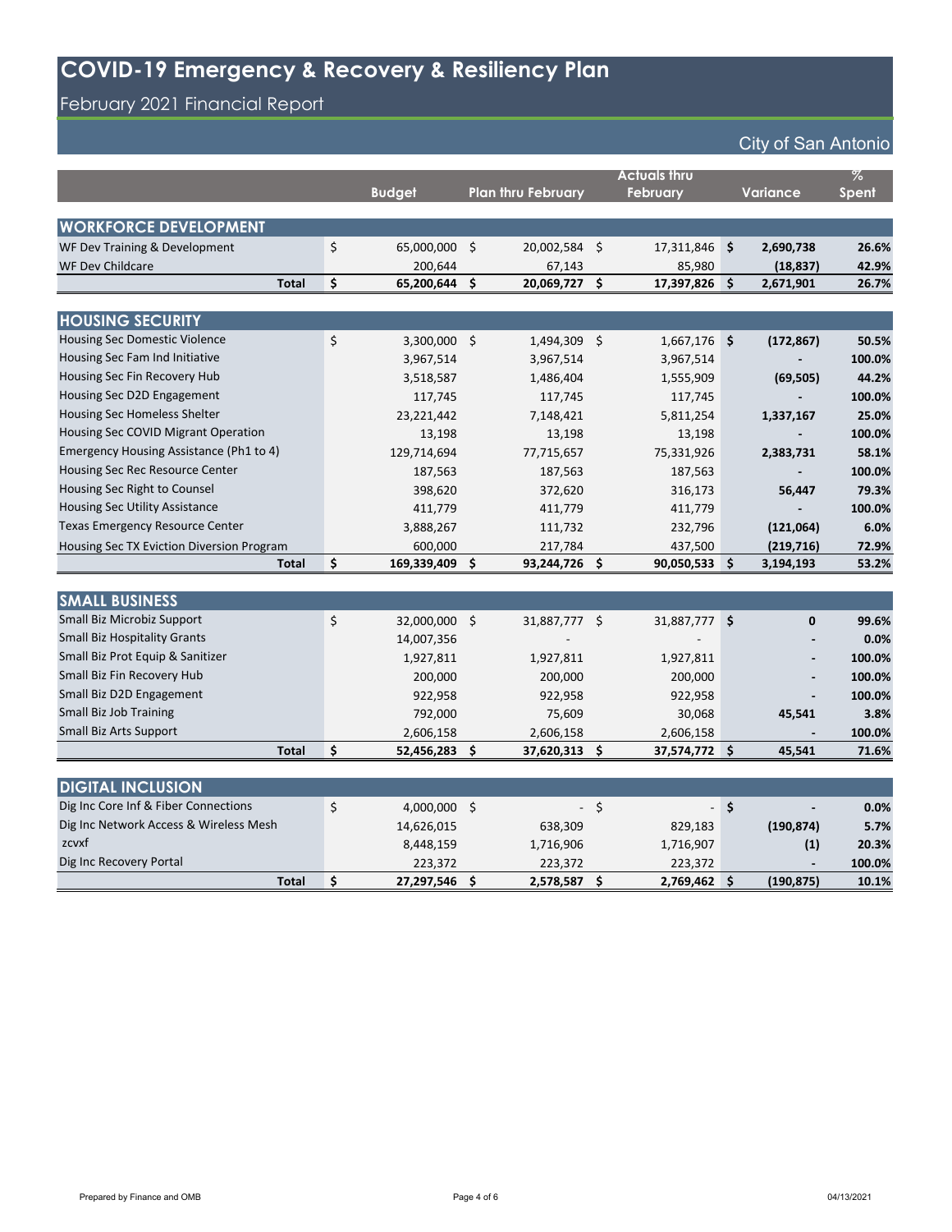# COVID-19 Emergency & Recovery & Resiliency Plan

## February 2021 Financial Report

City of San Antonio

| | Budget | Plan thru February | Actuals thru February | Variance | % Spent |
|---|---|---|---|---|---|
| **WORKFORCE DEVELOPMENT** | | | | | |
| WF Dev Training & Development | $ 65,000,000 | $ 20,002,584 | $ 17,311,846 | **$ 2,690,738** | **26.6%** |
| WF Dev Childcare | 200,644 | 67,143 | 85,980 | **(18,837)** | **42.9%** |
| **Total** | **$ 65,200,644** | **$ 20,069,727** | **$ 17,397,826** | **$ 2,671,901** | **26.7%** |
| **HOUSING SECURITY** | | | | | |
| Housing Sec Domestic Violence | $ 3,300,000 | $ 1,494,309 | $ 1,667,176 | **$ (172,867)** | **50.5%** |
| Housing Sec Fam Ind Initiative | 3,967,514 | 3,967,514 | 3,967,514 | **-** | **100.0%** |
| Housing Sec Fin Recovery Hub | 3,518,587 | 1,486,404 | 1,555,909 | **(69,505)** | **44.2%** |
| Housing Sec D2D Engagement | 117,745 | 117,745 | 117,745 | **-** | **100.0%** |
| Housing Sec Homeless Shelter | 23,221,442 | 7,148,421 | 5,811,254 | **1,337,167** | **25.0%** |
| Housing Sec COVID Migrant Operation | 13,198 | 13,198 | 13,198 | **-** | **100.0%** |
| Emergency Housing Assistance (Ph1 to 4) | 129,714,694 | 77,715,657 | 75,331,926 | **2,383,731** | **58.1%** |
| Housing Sec Rec Resource Center | 187,563 | 187,563 | 187,563 | **-** | **100.0%** |
| Housing Sec Right to Counsel | 398,620 | 372,620 | 316,173 | **56,447** | **79.3%** |
| Housing Sec Utility Assistance | 411,779 | 411,779 | 411,779 | **-** | **100.0%** |
| Texas Emergency Resource Center | 3,888,267 | 111,732 | 232,796 | **(121,064)** | **6.0%** |
| Housing Sec TX Eviction Diversion Program | 600,000 | 217,784 | 437,500 | **(219,716)** | **72.9%** |
| **Total** | **$ 169,339,409** | **$ 93,244,726** | **$ 90,050,533** | **$ 3,194,193** | **53.2%** |
| **SMALL BUSINESS** | | | | | |
| Small Biz Microbiz Support | $ 32,000,000 | $ 31,887,777 | $ 31,887,777 | **$ 0** | **99.6%** |
| Small Biz Hospitality Grants | 14,007,356 | - | - | **-** | **0.0%** |
| Small Biz Prot Equip & Sanitizer | 1,927,811 | 1,927,811 | 1,927,811 | **-** | **100.0%** |
| Small Biz Fin Recovery Hub | 200,000 | 200,000 | 200,000 | **-** | **100.0%** |
| Small Biz D2D Engagement | 922,958 | 922,958 | 922,958 | **-** | **100.0%** |
| Small Biz Job Training | 792,000 | 75,609 | 30,068 | **45,541** | **3.8%** |
| Small Biz Arts Support | 2,606,158 | 2,606,158 | 2,606,158 | **-** | **100.0%** |
| **Total** | **$ 52,456,283** | **$ 37,620,313** | **$ 37,574,772** | **$ 45,541** | **71.6%** |
| **DIGITAL INCLUSION** | | | | | |
| Dig Inc Core Inf & Fiber Connections | $ 4,000,000 | $ - | $ - | **$ -** | **0.0%** |
| Dig Inc Network Access & Wireless Mesh | 14,626,015 | 638,309 | 829,183 | **(190,874)** | **5.7%** |
| zcvxf | 8,448,159 | 1,716,906 | 1,716,907 | **(1)** | **20.3%** |
| Dig Inc Recovery Portal | 223,372 | 223,372 | 223,372 | **-** | **100.0%** |
| **Total** | **$ 27,297,546** | **$ 2,578,587** | **$ 2,769,462** | **$ (190,875)** | **10.1%** |

Prepared by Finance and OMB

04/13/2021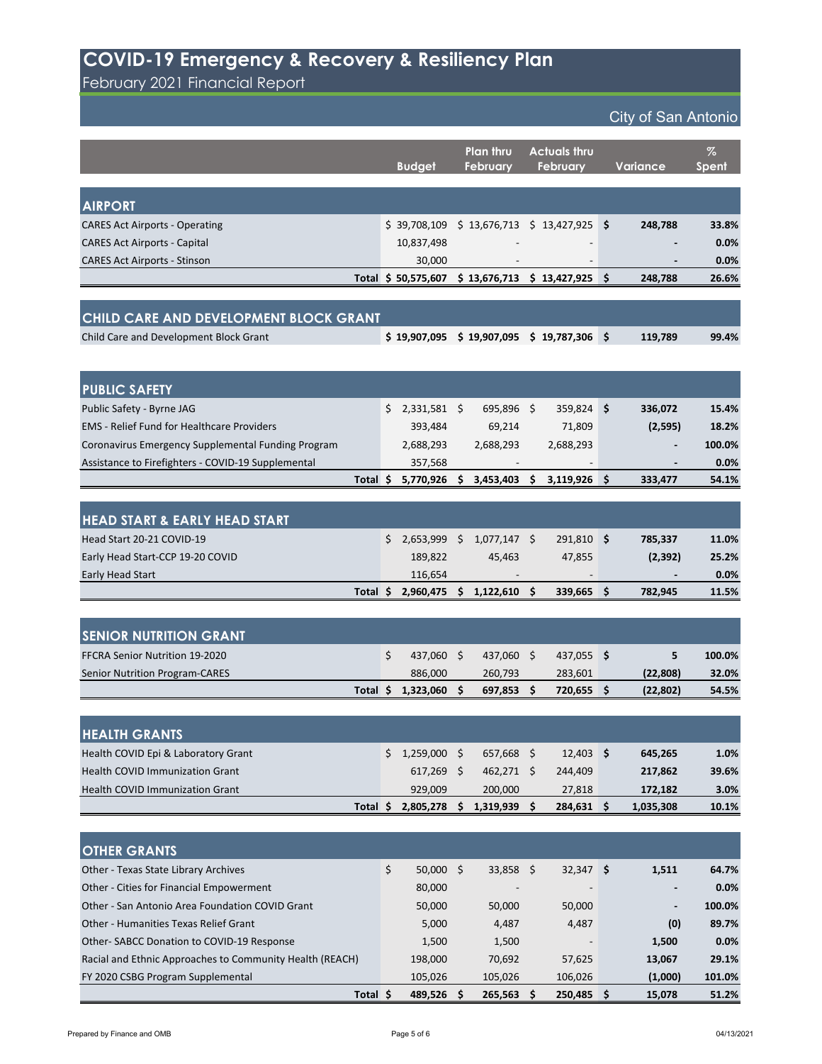# COVID-19 Emergency & Recovery & Resiliency Plan

February 2021 Financial Report

City of San Antonio

| | Budget | Plan thru February | Actuals thru February | Variance | % Spent |
|---|---|---|---|---|---|
| **AIRPORT** | | | | | |
| CARES Act Airports - Operating | $ 39,708,109 | $ 13,676,713 | $ 13,427,925 | $ **248,788** | **33.8%** |
| CARES Act Airports - Capital | 10,837,498 | - | - | **-** | **0.0%** |
| CARES Act Airports - Stinson | 30,000 | - | - | **-** | **0.0%** |
| **Total** | **$ 50,575,607** | **$ 13,676,713** | **$ 13,427,925** | **$ 248,788** | **26.6%** |
| **CHILD CARE AND DEVELOPMENT BLOCK GRANT** | | | | | |
| Child Care and Development Block Grant | **$ 19,907,095** | **$ 19,907,095** | **$ 19,787,306** | **$ 119,789** | **99.4%** |
| **PUBLIC SAFETY** | | | | | |
| Public Safety - Byrne JAG | $ 2,331,581 | $ 695,896 | $ 359,824 | $ **336,072** | **15.4%** |
| EMS - Relief Fund for Healthcare Providers | 393,484 | 69,214 | 71,809 | **(2,595)** | **18.2%** |
| Coronavirus Emergency Supplemental Funding Program | 2,688,293 | 2,688,293 | 2,688,293 | **-** | **100.0%** |
| Assistance to Firefighters - COVID-19 Supplemental | 357,568 | - | - | **-** | **0.0%** |
| **Total** | **$ 5,770,926** | **$ 3,453,403** | **$ 3,119,926** | **$ 333,477** | **54.1%** |
| **HEAD START & EARLY HEAD START** | | | | | |
| Head Start 20-21 COVID-19 | $ 2,653,999 | $ 1,077,147 | $ 291,810 | $ **785,337** | **11.0%** |
| Early Head Start-CCP 19-20 COVID | 189,822 | 45,463 | 47,855 | **(2,392)** | **25.2%** |
| Early Head Start | 116,654 | - | - | **-** | **0.0%** |
| **Total** | **$ 2,960,475** | **$ 1,122,610** | **$ 339,665** | **$ 782,945** | **11.5%** |
| **SENIOR NUTRITION GRANT** | | | | | |
| FFCRA Senior Nutrition 19-2020 | $ 437,060 | $ 437,060 | $ 437,055 | $ **5** | **100.0%** |
| Senior Nutrition Program-CARES | 886,000 | 260,793 | 283,601 | **(22,808)** | **32.0%** |
| **Total** | **$ 1,323,060** | **$ 697,853** | **$ 720,655** | **$ (22,802)** | **54.5%** |
| **HEALTH GRANTS** | | | | | |
| Health COVID Epi & Laboratory Grant | $ 1,259,000 | $ 657,668 | $ 12,403 | $ **645,265** | **1.0%** |
| Health COVID Immunization Grant | 617,269 | $ 462,271 | $ 244,409 | **217,862** | **39.6%** |
| Health COVID Immunization Grant | 929,009 | 200,000 | 27,818 | **172,182** | **3.0%** |
| **Total** | **$ 2,805,278** | **$ 1,319,939** | **$ 284,631** | **$ 1,035,308** | **10.1%** |
| **OTHER GRANTS** | | | | | |
| Other - Texas State Library Archives | $ 50,000 | $ 33,858 | $ 32,347 | $ **1,511** | **64.7%** |
| Other - Cities for Financial Empowerment | 80,000 | - | - | **-** | **0.0%** |
| Other - San Antonio Area Foundation COVID Grant | 50,000 | 50,000 | 50,000 | **-** | **100.0%** |
| Other - Humanities Texas Relief Grant | 5,000 | 4,487 | 4,487 | **(0)** | **89.7%** |
| Other- SABCC Donation to COVID-19 Response | 1,500 | 1,500 | - | **1,500** | **0.0%** |
| Racial and Ethnic Approaches to Community Health (REACH) | 198,000 | 70,692 | 57,625 | **13,067** | **29.1%** |
| FY 2020 CSBG Program Supplemental | 105,026 | 105,026 | 106,026 | **(1,000)** | **101.0%** |
| **Total** | **$ 489,526** | **$ 265,563** | **$ 250,485** | **$ 15,078** | **51.2%** |

Prepared by Finance and OMB

04/13/2021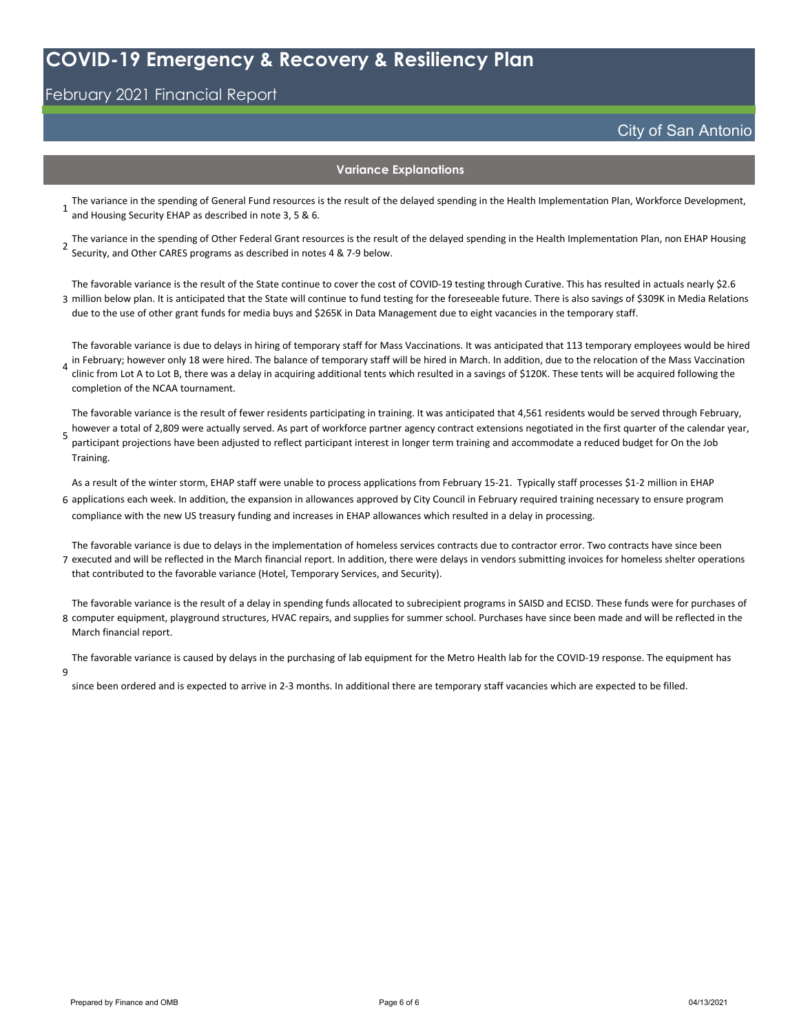# COVID-19 Emergency & Recovery & Resiliency Plan

## February 2021 Financial Report

City of San Antonio

### Variance Explanations

1 The variance in the spending of General Fund resources is the result of the delayed spending in the Health Implementation Plan, Workforce Development, and Housing Security EHAP as described in note 3, 5 & 6.

2 The variance in the spending of Other Federal Grant resources is the result of the delayed spending in the Health Implementation Plan, non EHAP Housing Security, and Other CARES programs as described in notes 4 & 7-9 below.

3 The favorable variance is the result of the State continue to cover the cost of COVID-19 testing through Curative. This has resulted in actuals nearly $2.6 million below plan. It is anticipated that the State will continue to fund testing for the foreseeable future. There is also savings of $309K in Media Relations due to the use of other grant funds for media buys and $265K in Data Management due to eight vacancies in the temporary staff.

4 The favorable variance is due to delays in hiring of temporary staff for Mass Vaccinations. It was anticipated that 113 temporary employees would be hired in February; however only 18 were hired. The balance of temporary staff will be hired in March. In addition, due to the relocation of the Mass Vaccination clinic from Lot A to Lot B, there was a delay in acquiring additional tents which resulted in a savings of $120K. These tents will be acquired following the completion of the NCAA tournament.

5 The favorable variance is the result of fewer residents participating in training. It was anticipated that 4,561 residents would be served through February, however a total of 2,809 were actually served. As part of workforce partner agency contract extensions negotiated in the first quarter of the calendar year, participant projections have been adjusted to reflect participant interest in longer term training and accommodate a reduced budget for On the Job Training.

6 As a result of the winter storm, EHAP staff were unable to process applications from February 15-21. Typically staff processes $1-2 million in EHAP applications each week. In addition, the expansion in allowances approved by City Council in February required training necessary to ensure program compliance with the new US treasury funding and increases in EHAP allowances which resulted in a delay in processing.

7 The favorable variance is due to delays in the implementation of homeless services contracts due to contractor error. Two contracts have since been executed and will be reflected in the March financial report. In addition, there were delays in vendors submitting invoices for homeless shelter operations that contributed to the favorable variance (Hotel, Temporary Services, and Security).

8 The favorable variance is the result of a delay in spending funds allocated to subrecipient programs in SAISD and ECISD. These funds were for purchases of computer equipment, playground structures, HVAC repairs, and supplies for summer school. Purchases have since been made and will be reflected in the March financial report.

9 The favorable variance is caused by delays in the purchasing of lab equipment for the Metro Health lab for the COVID-19 response. The equipment has since been ordered and is expected to arrive in 2-3 months. In additional there are temporary staff vacancies which are expected to be filled.